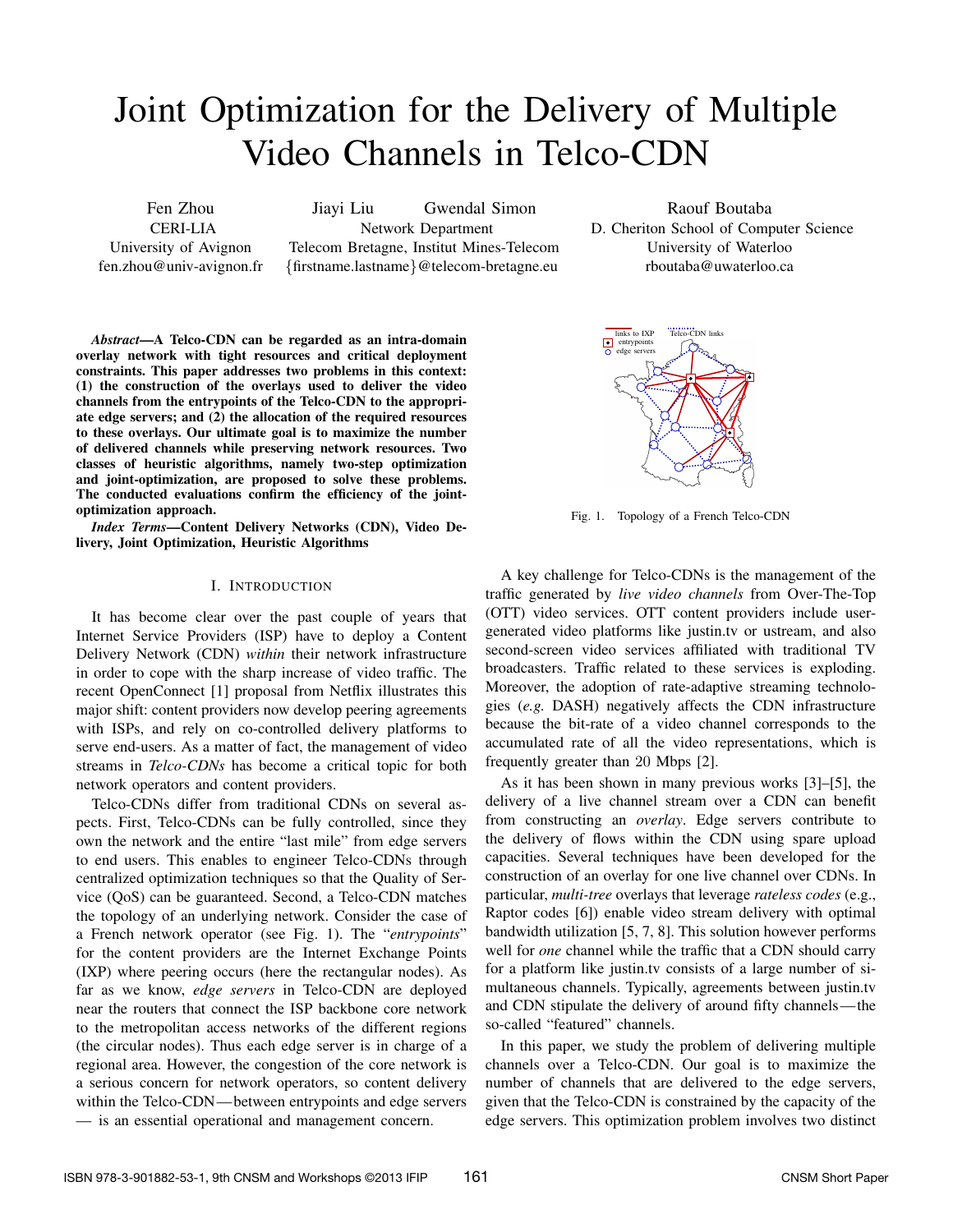# Joint Optimization for the Delivery of Multiple Video Channels in Telco-CDN

Fen Zhou
CERI-LIA
University of Avignon
fen.zhou@univ-avignon.fr

Jiayi Liu  Gwendal Simon
Network Department
Telecom Bretagne, Institut Mines-Telecom
{firstname.lastname}@telecom-bretagne.eu

Raouf Boutaba
D. Cheriton School of Computer Science
University of Waterloo
rboutaba@uwaterloo.ca

***Abstract*—A Telco-CDN can be regarded as an intra-domain overlay network with tight resources and critical deployment constraints. This paper addresses two problems in this context: (1) the construction of the overlays used to deliver the video channels from the entrypoints of the Telco-CDN to the appropriate edge servers; and (2) the allocation of the required resources to these overlays. Our ultimate goal is to maximize the number of delivered channels while preserving network resources. Two classes of heuristic algorithms, namely two-step optimization and joint-optimization, are proposed to solve these problems. The conducted evaluations confirm the efficiency of the joint-optimization approach.**

***Index Terms*—Content Delivery Networks (CDN), Video Delivery, Joint Optimization, Heuristic Algorithms**

## I. Introduction

It has become clear over the past couple of years that Internet Service Providers (ISP) have to deploy a Content Delivery Network (CDN) *within* their network infrastructure in order to cope with the sharp increase of video traffic. The recent OpenConnect [1] proposal from Netflix illustrates this major shift: content providers now develop peering agreements with ISPs, and rely on co-controlled delivery platforms to serve end-users. As a matter of fact, the management of video streams in *Telco-CDNs* has become a critical topic for both network operators and content providers.

Telco-CDNs differ from traditional CDNs on several aspects. First, Telco-CDNs can be fully controlled, since they own the network and the entire "last mile" from edge servers to end users. This enables to engineer Telco-CDNs through centralized optimization techniques so that the Quality of Service (QoS) can be guaranteed. Second, a Telco-CDN matches the topology of an underlying network. Consider the case of a French network operator (see Fig. 1). The "*entrypoints*" for the content providers are the Internet Exchange Points (IXP) where peering occurs (here the rectangular nodes). As far as we know, *edge servers* in Telco-CDN are deployed near the routers that connect the ISP backbone core network to the metropolitan access networks of the different regions (the circular nodes). Thus each edge server is in charge of a regional area. However, the congestion of the core network is a serious concern for network operators, so content delivery within the Telco-CDN—between entrypoints and edge servers — is an essential operational and management concern.

links to IXP
entrypoints
edge servers
Telco-CDN links

Fig. 1. Topology of a French Telco-CDN

A key challenge for Telco-CDNs is the management of the traffic generated by *live video channels* from Over-The-Top (OTT) video services. OTT content providers include user-generated video platforms like justin.tv or ustream, and also second-screen video services affiliated with traditional TV broadcasters. Traffic related to these services is exploding. Moreover, the adoption of rate-adaptive streaming technologies (*e.g.* DASH) negatively affects the CDN infrastructure because the bit-rate of a video channel corresponds to the accumulated rate of all the video representations, which is frequently greater than 20 Mbps [2].

As it has been shown in many previous works [3]–[5], the delivery of a live channel stream over a CDN can benefit from constructing an *overlay*. Edge servers contribute to the delivery of flows within the CDN using spare upload capacities. Several techniques have been developed for the construction of an overlay for one live channel over CDNs. In particular, *multi-tree* overlays that leverage *rateless codes* (e.g., Raptor codes [6]) enable video stream delivery with optimal bandwidth utilization [5, 7, 8]. This solution however performs well for *one* channel while the traffic that a CDN should carry for a platform like justin.tv consists of a large number of simultaneous channels. Typically, agreements between justin.tv and CDN stipulate the delivery of around fifty channels—the so-called "featured" channels.

In this paper, we study the problem of delivering multiple channels over a Telco-CDN. Our goal is to maximize the number of channels that are delivered to the edge servers, given that the Telco-CDN are constrained by the capacity of the edge servers. This optimization problem involves two distinct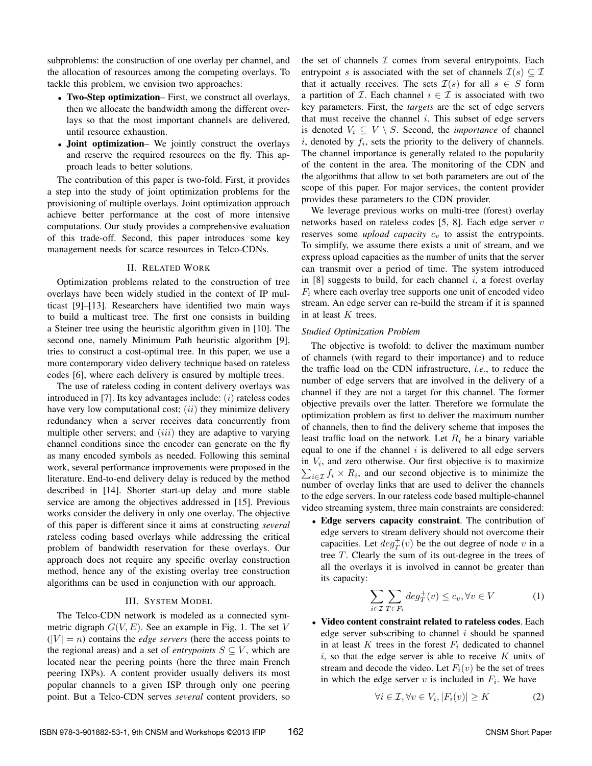subproblems: the construction of one overlay per channel, and the allocation of resources among the competing overlays. To tackle this problem, we envision two approaches:

- **Two-Step optimization**– First, we construct all overlays, then we allocate the bandwidth among the different overlays so that the most important channels are delivered, until resource exhaustion.
- **Joint optimization**– We jointly construct the overlays and reserve the required resources on the fly. This approach leads to better solutions.

The contribution of this paper is two-fold. First, it provides a step into the study of joint optimization problems for the provisioning of multiple overlays. Joint optimization approach achieve better performance at the cost of more intensive computations. Our study provides a comprehensive evaluation of this trade-off. Second, this paper introduces some key management needs for scarce resources in Telco-CDNs.

## II. Related Work

Optimization problems related to the construction of tree overlays have been widely studied in the context of IP multicast [9]–[13]. Researchers have identified two main ways to build a multicast tree. The first one consists in building a Steiner tree using the heuristic algorithm given in [10]. The second one, namely Minimum Path heuristic algorithm [9], tries to construct a cost-optimal tree. In this paper, we use a more contemporary video delivery technique based on rateless codes [6], where each delivery is ensured by multiple trees.

The use of rateless coding in content delivery overlays was introduced in [7]. Its key advantages include: $(i)$ rateless codes have very low computational cost; $(ii)$ they minimize delivery redundancy when a server receives data concurrently from multiple other servers; and $(iii)$ they are adaptive to varying channel conditions since the encoder can generate on the fly as many encoded symbols as needed. Following this seminal work, several performance improvements were proposed in the literature. End-to-end delivery delay is reduced by the method described in [14]. Shorter start-up delay and more stable service are among the objectives addressed in [15]. Previous works consider the delivery in only one overlay. The objective of this paper is different since it aims at constructing *several* rateless coding based overlays while addressing the critical problem of bandwidth reservation for these overlays. Our approach does not require any specific overlay construction method, hence any of the existing overlay tree construction algorithms can be used in conjunction with our approach.

## III. System Model

The Telco-CDN network is modeled as a connected symmetric digraph $G(V, E)$. See an example in Fig. 1. The set $V$ $(|V| = n)$ contains the *edge servers* (here the access points to the regional areas) and a set of *entrypoints* $S \subseteq V$, which are located near the peering points (here the three main French peering IXPs). A content provider usually delivers its most popular channels to a given ISP through only one peering point. But a Telco-CDN serves *several* content providers, so the set of channels $\mathcal{I}$ comes from several entrypoints. Each entrypoint $s$ is associated with the set of channels $\mathcal{I}(s) \subseteq \mathcal{I}$ that it actually receives. The sets $\mathcal{I}(s)$ for all $s \in S$ form a partition of $\mathcal{I}$. Each channel $i \in \mathcal{I}$ is associated with two key parameters. First, the *targets* are the set of edge servers that must receive the channel $i$. This subset of edge servers is denoted $V_i \subseteq V \setminus S$. Second, the *importance* of channel $i$, denoted by $f_i$, sets the priority to the delivery of channels. The channel importance is generally related to the popularity of the content in the area. The monitoring of the CDN and the algorithms that allow to set both parameters are out of the scope of this paper. For major services, the content provider provides these parameters to the CDN provider.

We leverage previous works on multi-tree (forest) overlay networks based on rateless codes [5, 8]. Each edge server $v$ reserves some *upload capacity* $c_v$ to assist the entrypoints. To simplify, we assume there exists a unit of stream, and we express upload capacities as the number of units that the server can transmit over a period of time. The system introduced in [8] suggests to build, for each channel $i$, a forest overlay $F_i$ where each overlay tree supports one unit of encoded video stream. An edge server can re-build the stream if it is spanned in at least $K$ trees.

### Studied Optimization Problem

The objective is twofold: to deliver the maximum number of channels (with regard to their importance) and to reduce the traffic load on the CDN infrastructure, *i.e.*, to reduce the number of edge servers that are involved in the delivery of a channel if they are not a target for this channel. The former objective prevails over the latter. Therefore we formulate the optimization problem as first to deliver the maximum number of channels, then to find the delivery scheme that imposes the least traffic load on the network. Let $R_i$ be a binary variable equal to one if the channel $i$ is delivered to all edge servers in $V_i$, and zero otherwise. Our first objective is to maximize $\sum_{i \in \mathcal{I}} f_i \times R_i$, and our second objective is to minimize the number of overlay links that are used to deliver the channels to the edge servers. In our rateless code based multiple-channel video streaming system, three main constraints are considered:

- **Edge servers capacity constraint**. The contribution of edge servers to stream delivery should not overcome their capacities. Let $deg_T^+(v)$ be the out degree of node $v$ in a tree $T$. Clearly the sum of its out-degree in the trees of all the overlays it is involved in cannot be greater than its capacity:

$$\sum_{i \in \mathcal{I}} \sum_{T \in F_i} deg_T^+(v) \leq c_v, \forall v \in V \tag{1}$$

- **Video content constraint related to rateless codes**. Each edge server subscribing to channel $i$ should be spanned in at least $K$ trees in the forest $F_i$ dedicated to channel $i$, so that the edge server is able to receive $K$ units of stream and decode the video. Let $F_i(v)$ be the set of trees in which the edge server $v$ is included in $F_i$. We have

$$\forall i \in \mathcal{I}, \forall v \in V_i, |F_i(v)| \geq K \tag{2}$$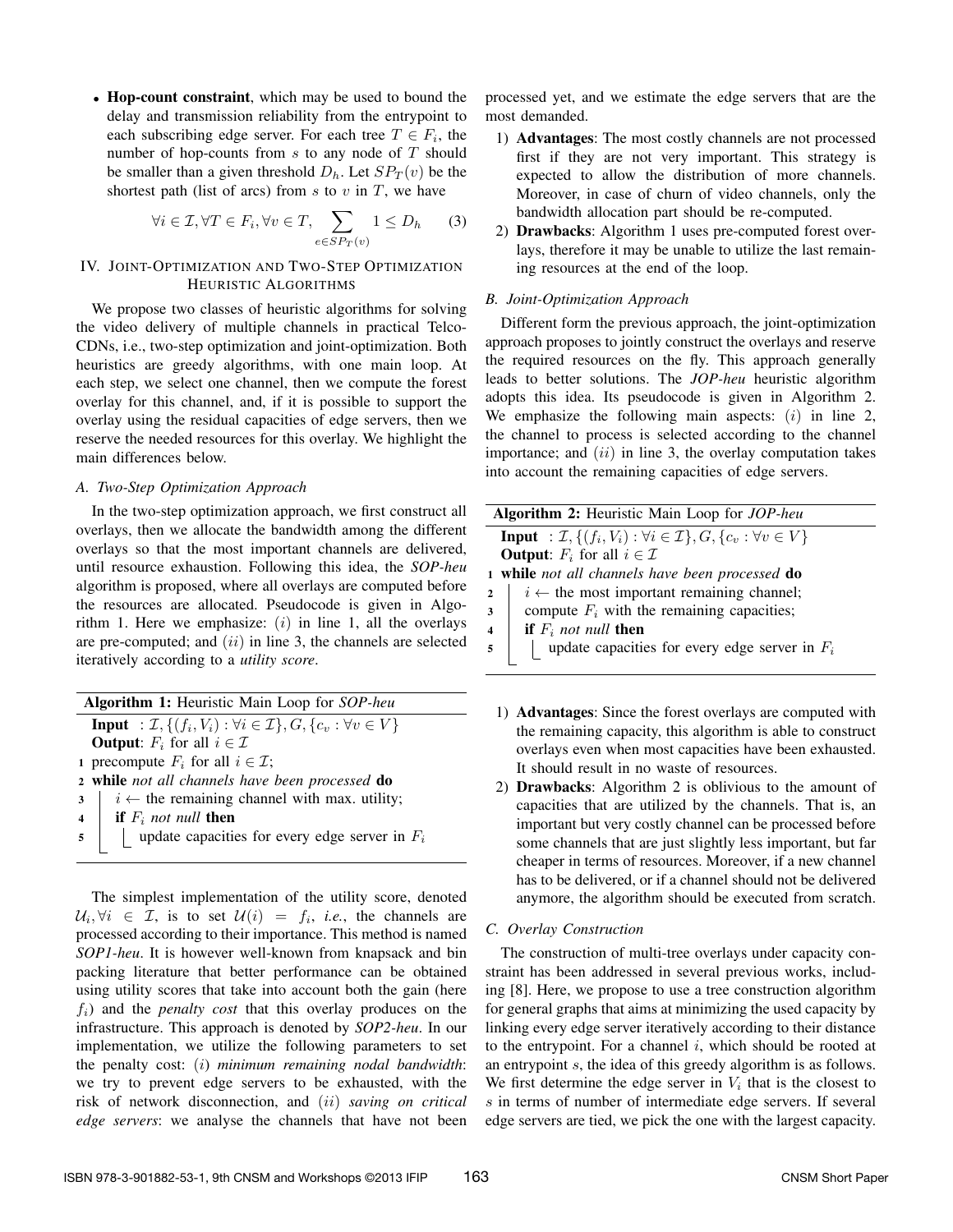- **Hop-count constraint**, which may be used to bound the delay and transmission reliability from the entrypoint to each subscribing edge server. For each tree $T \in F_i$, the number of hop-counts from $s$ to any node of $T$ should be smaller than a given threshold $D_h$. Let $SP_T(v)$ be the shortest path (list of arcs) from $s$ to $v$ in $T$, we have

$$\forall i \in \mathcal{I}, \forall T \in F_i, \forall v \in T, \sum_{e \in SP_T(v)} 1 \leq D_h \qquad (3)$$

## IV. Joint-Optimization and Two-Step Optimization Heuristic Algorithms

We propose two classes of heuristic algorithms for solving the video delivery of multiple channels in practical Telco-CDNs, i.e., two-step optimization and joint-optimization. Both heuristics are greedy algorithms, with one main loop. At each step, we select one channel, then we compute the forest overlay for this channel, and, if it is possible to support the overlay using the residual capacities of edge servers, then we reserve the needed resources for this overlay. We highlight the main differences below.

### A. Two-Step Optimization Approach

In the two-step optimization approach, we first construct all overlays, then we allocate the bandwidth among the different overlays so that the most important channels are delivered, until resource exhaustion. Following this idea, the ***SOP-heu*** algorithm is proposed, where all overlays are computed before the resources are allocated. Pseudocode is given in Algorithm 1. Here we emphasize: $(i)$ in line 1, all the overlays are pre-computed; and $(ii)$ in line 3, the channels are selected iteratively according to a *utility score*.

**Algorithm 1:** Heuristic Main Loop for *SOP-heu*

**Input** : $\mathcal{I}, \{(f_i, V_i) : \forall i \in \mathcal{I}\}, G, \{c_v : \forall v \in V\}$
**Output**: $F_i$ for all $i \in \mathcal{I}$

```
1 precompute F_i for all i ∈ I;
2 while not all channels have been processed do
3     i ← the remaining channel with max. utility;
4     if F_i not null then
5         update capacities for every edge server in F_i
```

The simplest implementation of the utility score, denoted $\mathcal{U}_i, \forall i \in \mathcal{I}$, is to set $\mathcal{U}(i) = f_i$, *i.e.*, the channels are processed according to their importance. This method is named ***SOP1-heu***. It is however well-known from knapsack and bin packing literature that better performance can be obtained using utility scores that take into account both the gain (here $f_i$) and the *penalty cost* that this overlay produces on the infrastructure. This approach is denoted by ***SOP2-heu***. In our implementation, we utilize the following parameters to set the penalty cost: $(i)$ *minimum remaining nodal bandwidth*: we try to prevent edge servers to be exhausted, with the risk of network disconnection, and $(ii)$ *saving on critical edge servers*: we analyse the channels that have not been processed yet, and we estimate the edge servers that are the most demanded.

1) **Advantages**: The most costly channels are not processed first if they are not very important. This strategy is expected to allow the distribution of more channels. Moreover, in case of churn of video channels, only the bandwidth allocation part should be re-computed.
2) **Drawbacks**: Algorithm 1 uses pre-computed forest overlays, therefore it may be unable to utilize the last remaining resources at the end of the loop.

### B. Joint-Optimization Approach

Different form the previous approach, the joint-optimization approach proposes to jointly construct the overlays and reserve the required resources on the fly. This approach generally leads to better solutions. The ***JOP-heu*** heuristic algorithm adopts this idea. Its pseudocode is given in Algorithm 2. We emphasize the following main aspects: $(i)$ in line 2, the channel to process is selected according to the channel importance; and $(ii)$ in line 3, the overlay computation takes into account the remaining capacities of edge servers.

**Algorithm 2:** Heuristic Main Loop for *JOP-heu*

**Input** : $\mathcal{I}, \{(f_i, V_i) : \forall i \in \mathcal{I}\}, G, \{c_v : \forall v \in V\}$
**Output**: $F_i$ for all $i \in \mathcal{I}$

```
1 while not all channels have been processed do
2     i ← the most important remaining channel;
3     compute F_i with the remaining capacities;
4     if F_i not null then
5         update capacities for every edge server in F_i
```

1) **Advantages**: Since the forest overlays are computed with the remaining capacity, this algorithm is able to construct overlays even when most capacities have been exhausted. It should result in no waste of resources.
2) **Drawbacks**: Algorithm 2 is oblivious to the amount of capacities that are utilized by the channels. That is, an important but very costly channel can be processed before some channels that are just slightly less important, but far cheaper in terms of resources. Moreover, if a new channel has to be delivered, or if a channel should not be delivered anymore, the algorithm should be executed from scratch.

### C. Overlay Construction

The construction of multi-tree overlays under capacity constraint has been addressed in several previous works, including [8]. Here, we propose to use a tree construction algorithm for general graphs that aims at minimizing the used capacity by linking every edge server iteratively according to their distance to the entrypoint. For a channel $i$, which should be rooted at an entrypoint $s$, the idea of this greedy algorithm is as follows. We first determine the edge server in $V_i$ that is the closest to $s$ in terms of number of intermediate edge servers. If several edge servers are tied, we pick the one with the largest capacity.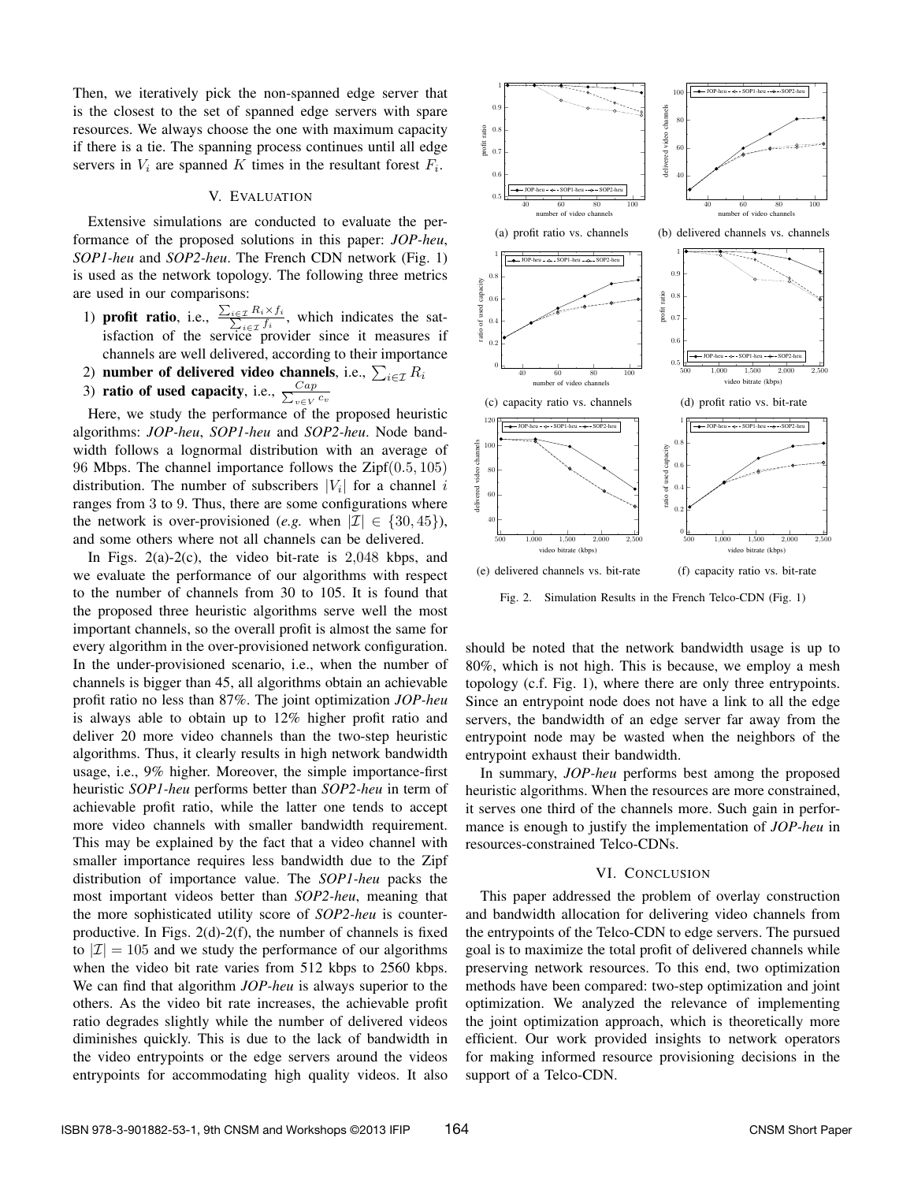Then, we iteratively pick the non-spanned edge server that is the closest to the set of spanned edge servers with spare resources. We always choose the one with maximum capacity if there is a tie. The spanning process continues until all edge servers in $V_i$ are spanned $K$ times in the resultant forest $F_i$.

## V. Evaluation

Extensive simulations are conducted to evaluate the performance of the proposed solutions in this paper: ***JOP-heu***, ***SOP1-heu*** and ***SOP2-heu***. The French CDN network (Fig. 1) is used as the network topology. The following three metrics are used in our comparisons:

1) **profit ratio**, i.e., $\frac{\sum_{i\in\mathcal{I}} R_i \times f_i}{\sum_{i\in\mathcal{I}} f_i}$, which indicates the satisfaction of the service provider since it measures if channels are well delivered, according to their importance
2) **number of delivered video channels**, i.e., $\sum_{i\in\mathcal{I}} R_i$
3) **ratio of used capacity**, i.e., $\frac{Cap}{\sum_{v\in V} c_v}$

Here, we study the performance of the proposed heuristic algorithms: *JOP-heu*, *SOP1-heu* and *SOP2-heu*. Node bandwidth follows a lognormal distribution with an average of 96 Mbps. The channel importance follows the Zipf$(0.5, 105)$ distribution. The number of subscribers $|V_i|$ for a channel $i$ ranges from 3 to 9. Thus, there are some configurations where the network is over-provisioned (*e.g.* when $|\mathcal{I}| \in \{30, 45\}$), and some others where not all channels can be delivered.

In Figs. 2(a)-2(c), the video bit-rate is 2,048 kbps, and we evaluate the performance of our algorithms with respect to the number of channels from 30 to 105. It is found that the proposed three heuristic algorithms serve well the most important channels, so the overall profit is almost the same for every algorithm in the over-provisioned network configuration. In the under-provisioned scenario, i.e., when the number of channels is bigger than 45, all algorithms obtain an achievable profit ratio no less than 87%. The joint optimization *JOP-heu* is always able to obtain up to 12% higher profit ratio and deliver 20 more video channels than the two-step heuristic algorithms. Thus, it clearly results in high network bandwidth usage, i.e., 9% higher. Moreover, the simple importance-first heuristic *SOP1-heu* performs better than *SOP2-heu* in term of achievable profit ratio, while the latter one tends to accept more video channels with smaller bandwidth requirement. This may be explained by the fact that a video channel with smaller importance requires less bandwidth due to the Zipf distribution of importance value. The *SOP1-heu* packs the most important videos better than *SOP2-heu*, meaning that the more sophisticated utility score of *SOP2-heu* is counter-productive. In Figs. 2(d)-2(f), the number of channels is fixed to $|\mathcal{I}| = 105$ and we study the performance of our algorithms when the video bit rate varies from 512 kbps to 2560 kbps. We can find that algorithm *JOP-heu* is always superior to the others. As the video bit rate increases, the achievable profit ratio degrades slightly while the number of delivered videos diminishes quickly. This is due to the lack of bandwidth in the video entrypoints or the edge servers around the videos entrypoints for accommodating high quality videos. It also

(a) profit ratio vs. channels
profit ratio
number of video channels
JOP-heu SOP1-heu SOP2-heu

(b) delivered channels vs. channels
delivered video channels
number of video channels
JOP-heu SOP1-heu SOP2-heu

(c) capacity ratio vs. channels
ratio of used capacity
number of video channels
JOP-heu SOP1-heu SOP2-heu

(d) profit ratio vs. bit-rate
profit ratio
video bitrate (kbps)
JOP-heu SOP1-heu SOP2-heu

(e) delivered channels vs. bit-rate
delivered video channels
video bitrate (kbps)
JOP-heu SOP1-heu SOP2-heu

(f) capacity ratio vs. bit-rate
ratio of used capacity
video bitrate (kbps)
JOP-heu SOP1-heu SOP2-heu

Fig. 2. Simulation Results in the French Telco-CDN (Fig. 1)

should be noted that the network bandwidth usage is up to 80%, which is not high. This is because, we employ a mesh topology (c.f. Fig. 1), where there are only three entrypoints. Since an entrypoint node does not have a link to all the edge servers, the bandwidth of an edge server far away from the entrypoint node may be wasted when the neighbors of the entrypoint exhaust their bandwidth.

In summary, *JOP-heu* performs best among the proposed heuristic algorithms. When the resources are more constrained, it serves one third of the channels more. Such gain in performance is enough to justify the implementation of *JOP-heu* in resources-constrained Telco-CDNs.

## VI. Conclusion

This paper addressed the problem of overlay construction and bandwidth allocation for delivering video channels from the entrypoints of the Telco-CDN to edge servers. The pursued goal is to maximize the total profit of delivered channels while preserving network resources. To this end, two optimization methods have been compared: two-step optimization and joint optimization. We analyzed the relevance of implementing the joint optimization approach, which is theoretically more efficient. Our work provided insights to network operators for making informed resource provisioning decisions in the support of a Telco-CDN.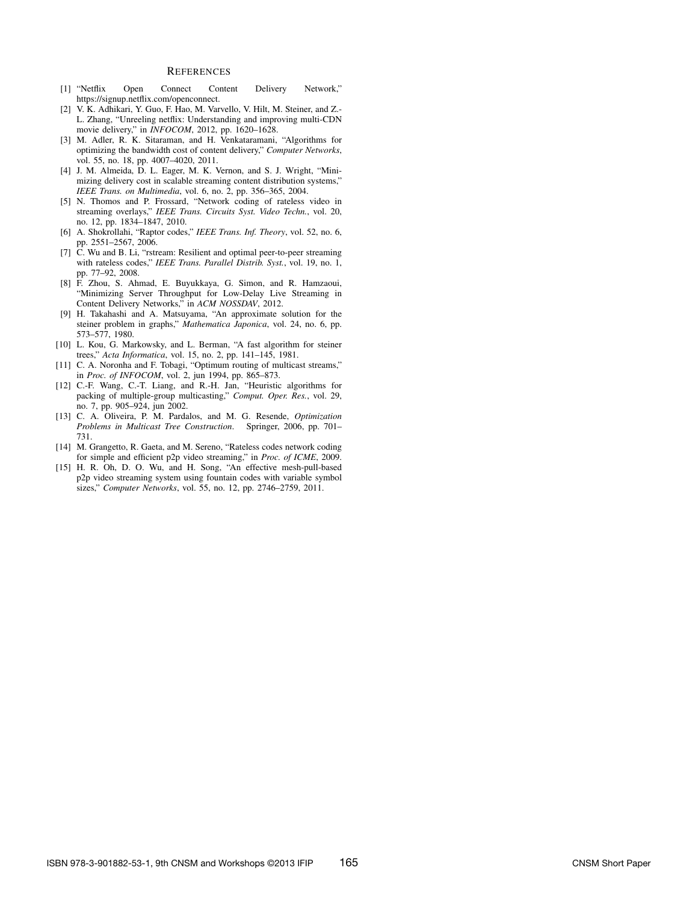## References

[1] "Netflix Open Connect Content Delivery Network," https://signup.netflix.com/openconnect.

[2] V. K. Adhikari, Y. Guo, F. Hao, M. Varvello, V. Hilt, M. Steiner, and Z.-L. Zhang, "Unreeling netflix: Understanding and improving multi-CDN movie delivery," in *INFOCOM*, 2012, pp. 1620–1628.

[3] M. Adler, R. K. Sitaraman, and H. Venkataramani, "Algorithms for optimizing the bandwidth cost of content delivery," *Computer Networks*, vol. 55, no. 18, pp. 4007–4020, 2011.

[4] J. M. Almeida, D. L. Eager, M. K. Vernon, and S. J. Wright, "Minimizing delivery cost in scalable streaming content distribution systems," *IEEE Trans. on Multimedia*, vol. 6, no. 2, pp. 356–365, 2004.

[5] N. Thomos and P. Frossard, "Network coding of rateless video in streaming overlays," *IEEE Trans. Circuits Syst. Video Techn.*, vol. 20, no. 12, pp. 1834–1847, 2010.

[6] A. Shokrollahi, "Raptor codes," *IEEE Trans. Inf. Theory*, vol. 52, no. 6, pp. 2551–2567, 2006.

[7] C. Wu and B. Li, "rstream: Resilient and optimal peer-to-peer streaming with rateless codes," *IEEE Trans. Parallel Distrib. Syst.*, vol. 19, no. 1, pp. 77–92, 2008.

[8] F. Zhou, S. Ahmad, E. Buyukkaya, G. Simon, and R. Hamzaoui, "Minimizing Server Throughput for Low-Delay Live Streaming in Content Delivery Networks," in *ACM NOSSDAV*, 2012.

[9] H. Takahashi and A. Matsuyama, "An approximate solution for the steiner problem in graphs," *Mathematica Japonica*, vol. 24, no. 6, pp. 573–577, 1980.

[10] L. Kou, G. Markowsky, and L. Berman, "A fast algorithm for steiner trees," *Acta Informatica*, vol. 15, no. 2, pp. 141–145, 1981.

[11] C. A. Noronha and F. Tobagi, "Optimum routing of multicast streams," in *Proc. of INFOCOM*, vol. 2, jun 1994, pp. 865–873.

[12] C.-F. Wang, C.-T. Liang, and R.-H. Jan, "Heuristic algorithms for packing of multiple-group multicasting," *Comput. Oper. Res.*, vol. 29, no. 7, pp. 905–924, jun 2002.

[13] C. A. Oliveira, P. M. Pardalos, and M. G. Resende, *Optimization Problems in Multicast Tree Construction*. Springer, 2006, pp. 701–731.

[14] M. Grangetto, R. Gaeta, and M. Sereno, "Rateless codes network coding for simple and efficient p2p video streaming," in *Proc. of ICME*, 2009.

[15] H. R. Oh, D. O. Wu, and H. Song, "An effective mesh-pull-based p2p video streaming system using fountain codes with variable symbol sizes," *Computer Networks*, vol. 55, no. 12, pp. 2746–2759, 2011.